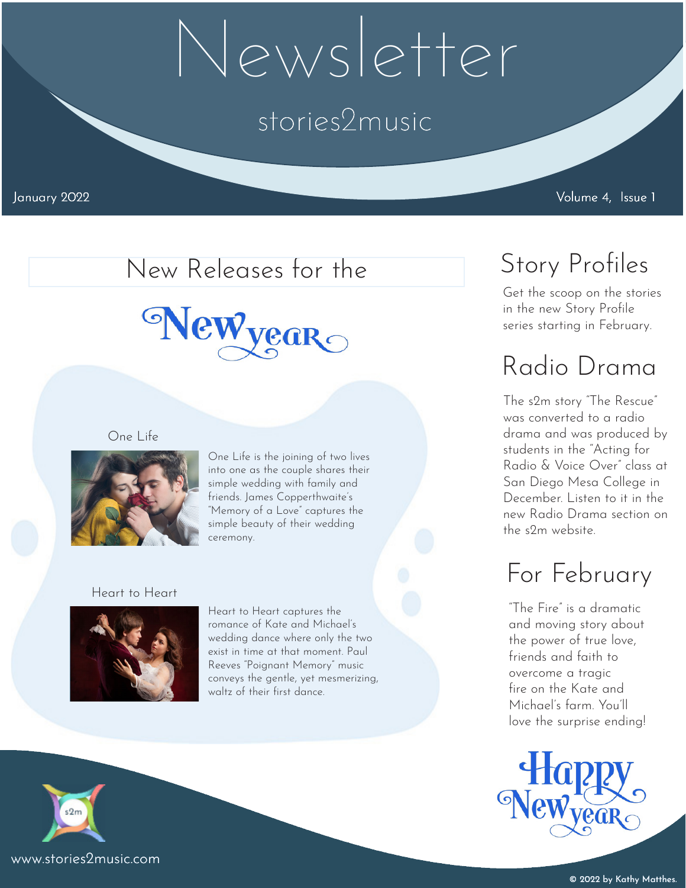# Newsletter

## stories2music

January 2022 Volume 4, Issue 1

## New Releases for the New Year

### One Life

One Life is the joining of two lives into one as the couple shares their simple wedding with family and friends. James Copperthwaite's "Memory of a Love" captures the simple beauty of their wedding ceremony.

### Heart to Heart

Heart to Heart captures the romance of Kate and Michael's wedding dance where only the two exist in time at that moment. Paul Reeves "Poignant Memory" music conveys the gentle, yet mesmerizing, waltz of their first dance.

## Story Profiles

Get the scoop on the stories in the new Story Profile series starting in February.

## Radio Drama

The s2m story "The Rescue" was converted to a radio drama and was produced by students in the "Acting for Radio & Voice Over" class at San Diego Mesa College in December. Listen to it in the new Radio Drama section on the s2m website.

## For February

"The Fire" is a dramatic and moving story about the power of true love, friends and faith to overcome a tragic fire on the Kate and Michael's farm. You'll love the surprise ending!

Happy New Year

s2m

www.stories2music.com

© 2022 by Kathy Matthes.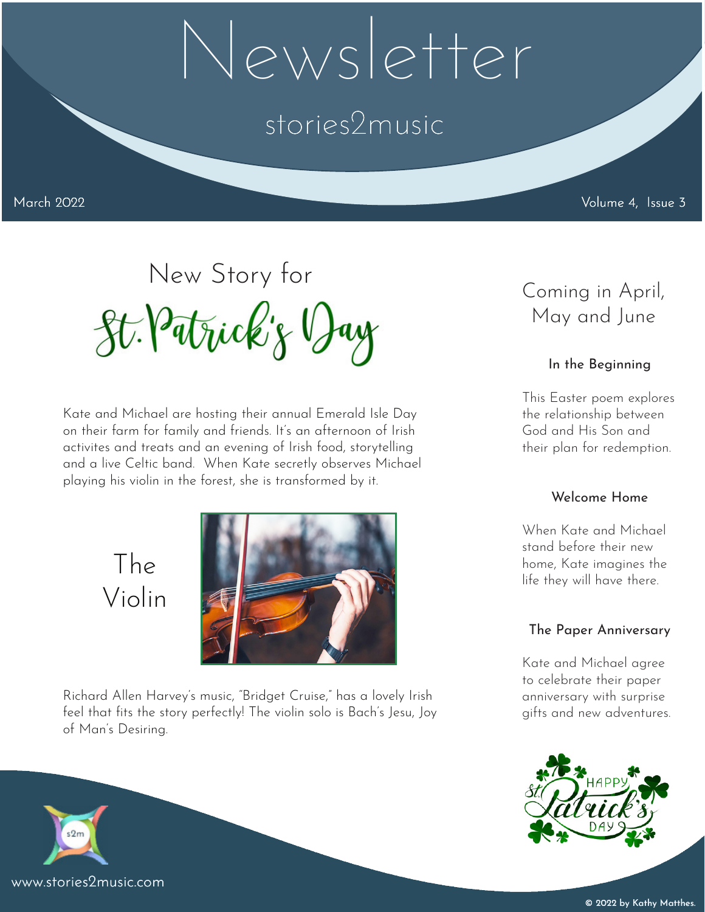# Newsletter

## stories2music

March 2022

Volume 4, Issue 3

## New Story for St. Patrick's Day

Kate and Michael are hosting their annual Emerald Isle Day on their farm for family and friends. It's an afternoon of Irish activites and treats and an evening of Irish food, storytelling and a live Celtic band. When Kate secretly observes Michael playing his violin in the forest, she is transformed by it.

### The Violin

Richard Allen Harvey's music, "Bridget Cruise," has a lovely Irish feel that fits the story perfectly! The violin solo is Bach's Jesu, Joy of Man's Desiring.

## Coming in April, May and June

### In the Beginning

This Easter poem explores the relationship between God and His Son and their plan for redemption.

### Welcome Home

When Kate and Michael stand before their new home, Kate imagines the life they will have there.

### The Paper Anniversary

Kate and Michael agree to celebrate their paper anniversary with surprise gifts and new adventures.

Happy St. Patrick's Day

www.stories2music.com

© 2022 by Kathy Matthes.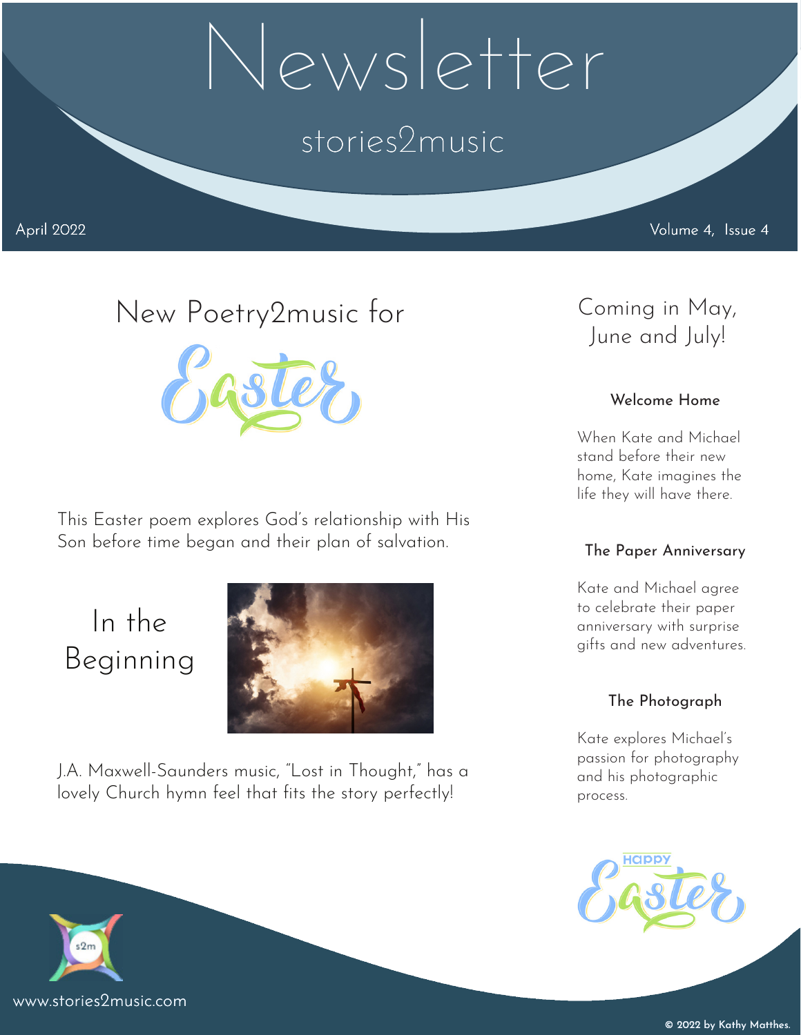# Newsletter

stories2music

April 2022

## New Poetry2music for Easter

This Easter poem explores God's relationship with His Son before time began and their plan of salvation.

### In the Beginning

J.A. Maxwell-Saunders music, "Lost in Thought," has a lovely Church hymn feel that fits the story perfectly!

## Coming in May, June and July!

### Welcome Home

When Kate and Michael stand before their new home, Kate imagines the life they will have there.

### The Paper Anniversary

Kate and Michael agree to celebrate their paper anniversary with surprise gifts and new adventures.

### The Photograph

Kate explores Michael's passion for photography and his photographic process.

Happy Easter

www.stories2music.com

© 2022 by Kathy Matthes.